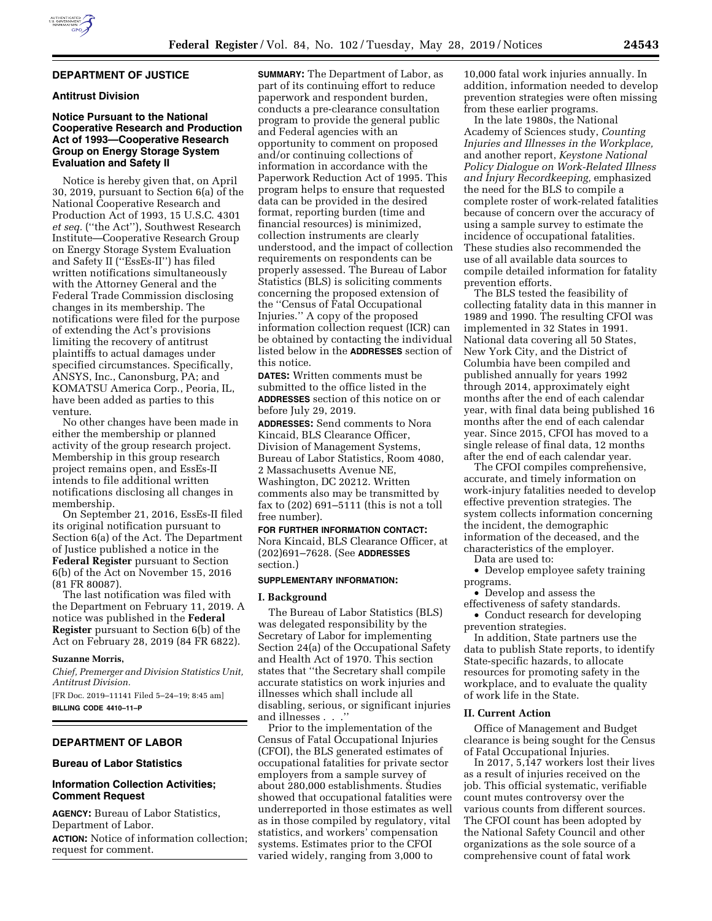## DEPARTMENT OF JUSTICE

### Antitrust Division

### Notice Pursuant to the National Cooperative Research and Production Act of 1993—Cooperative Research Group on Energy Storage System Evaluation and Safety II

Notice is hereby given that, on April 30, 2019, pursuant to Section 6(a) of the National Cooperative Research and Production Act of 1993, 15 U.S.C. 4301 *et seq.* (''the Act''), Southwest Research Institute—Cooperative Research Group on Energy Storage System Evaluation and Safety II (''EssEs-II'') has filed written notifications simultaneously with the Attorney General and the Federal Trade Commission disclosing changes in its membership. The notifications were filed for the purpose of extending the Act's provisions limiting the recovery of antitrust plaintiffs to actual damages under specified circumstances. Specifically, ANSYS, Inc., Canonsburg, PA; and KOMATSU America Corp., Peoria, IL, have been added as parties to this venture.

No other changes have been made in either the membership or planned activity of the group research project. Membership in this group research project remains open, and EssEs-II intends to file additional written notifications disclosing all changes in membership.

On September 21, 2016, EssEs-II filed its original notification pursuant to Section 6(a) of the Act. The Department of Justice published a notice in the **Federal Register** pursuant to Section 6(b) of the Act on November 15, 2016 (81 FR 80087).

The last notification was filed with the Department on February 11, 2019. A notice was published in the **Federal Register** pursuant to Section 6(b) of the Act on February 28, 2019 (84 FR 6822).

**Suzanne Morris,**

*Chief, Premerger and Division Statistics Unit, Antitrust Division.*

[FR Doc. 2019–11141 Filed 5–24–19; 8:45 am]

**BILLING CODE 4410–11–P**

## DEPARTMENT OF LABOR

### Bureau of Labor Statistics

### Information Collection Activities; Comment Request

**AGENCY:** Bureau of Labor Statistics, Department of Labor.

**ACTION:** Notice of information collection; request for comment.

**SUMMARY:** The Department of Labor, as part of its continuing effort to reduce paperwork and respondent burden, conducts a pre-clearance consultation program to provide the general public and Federal agencies with an opportunity to comment on proposed and/or continuing collections of information in accordance with the Paperwork Reduction Act of 1995. This program helps to ensure that requested data can be provided in the desired format, reporting burden (time and financial resources) is minimized, collection instruments are clearly understood, and the impact of collection requirements on respondents can be properly assessed. The Bureau of Labor Statistics (BLS) is soliciting comments concerning the proposed extension of the ''Census of Fatal Occupational Injuries.'' A copy of the proposed information collection request (ICR) can be obtained by contacting the individual listed below in the **ADDRESSES** section of this notice.

**DATES:** Written comments must be submitted to the office listed in the **ADDRESSES** section of this notice on or before July 29, 2019.

**ADDRESSES:** Send comments to Nora Kincaid, BLS Clearance Officer, Division of Management Systems, Bureau of Labor Statistics, Room 4080, 2 Massachusetts Avenue NE, Washington, DC 20212. Written comments also may be transmitted by fax to (202) 691–5111 (this is not a toll free number).

**FOR FURTHER INFORMATION CONTACT:** Nora Kincaid, BLS Clearance Officer, at (202)691–7628. (See **ADDRESSES** section.)

**SUPPLEMENTARY INFORMATION:**

**I. Background**

The Bureau of Labor Statistics (BLS) was delegated responsibility by the Secretary of Labor for implementing Section 24(a) of the Occupational Safety and Health Act of 1970. This section states that ''the Secretary shall compile accurate statistics on work injuries and illnesses which shall include all disabling, serious, or significant injuries and illnesses . . .''

Prior to the implementation of the Census of Fatal Occupational Injuries (CFOI), the BLS generated estimates of occupational fatalities for private sector employers from a sample survey of about 280,000 establishments. Studies showed that occupational fatalities were underreported in those estimates as well as in those compiled by regulatory, vital statistics, and workers' compensation systems. Estimates prior to the CFOI varied widely, ranging from 3,000 to 10,000 fatal work injuries annually. In addition, information needed to develop prevention strategies were often missing from these earlier programs.

In the late 1980s, the National Academy of Sciences study, *Counting Injuries and Illnesses in the Workplace,* and another report, *Keystone National Policy Dialogue on Work-Related Illness and Injury Recordkeeping,* emphasized the need for the BLS to compile a complete roster of work-related fatalities because of concern over the accuracy of using a sample survey to estimate the incidence of occupational fatalities. These studies also recommended the use of all available data sources to compile detailed information for fatality prevention efforts.

The BLS tested the feasibility of collecting fatality data in this manner in 1989 and 1990. The resulting CFOI was implemented in 32 States in 1991. National data covering all 50 States, New York City, and the District of Columbia have been compiled and published annually for years 1992 through 2014, approximately eight months after the end of each calendar year, with final data being published 16 months after the end of each calendar year. Since 2015, CFOI has moved to a single release of final data, 12 months after the end of each calendar year.

The CFOI compiles comprehensive, accurate, and timely information on work-injury fatalities needed to develop effective prevention strategies. The system collects information concerning the incident, the demographic information of the deceased, and the characteristics of the employer.

Data are used to:

- Develop employee safety training programs.
- Develop and assess the effectiveness of safety standards.
- Conduct research for developing prevention strategies.

In addition, State partners use the data to publish State reports, to identify State-specific hazards, to allocate resources for promoting safety in the workplace, and to evaluate the quality of work life in the State.

**II. Current Action**

Office of Management and Budget clearance is being sought for the Census of Fatal Occupational Injuries.

In 2017, 5,147 workers lost their lives as a result of injuries received on the job. This official systematic, verifiable count mutes controversy over the various counts from different sources. The CFOI count has been adopted by the National Safety Council and other organizations as the sole source of a comprehensive count of fatal work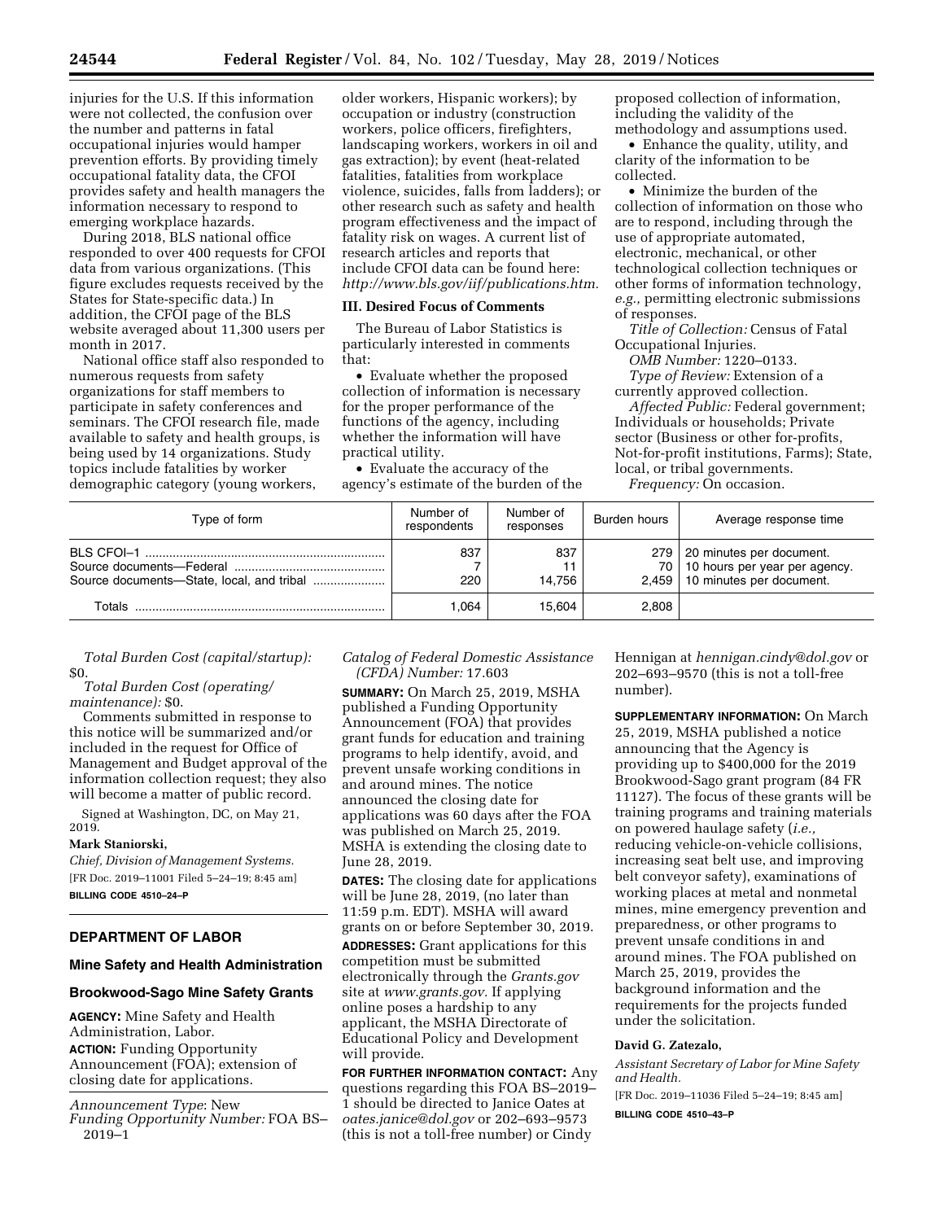injuries for the U.S. If this information were not collected, the confusion over the number and patterns in fatal occupational injuries would hamper prevention efforts. By providing timely occupational fatality data, the CFOI provides safety and health managers the information necessary to respond to emerging workplace hazards.

During 2018, BLS national office responded to over 400 requests for CFOI data from various organizations. (This figure excludes requests received by the States for State-specific data.) In addition, the CFOI page of the BLS website averaged about 11,300 users per month in 2017.

National office staff also responded to numerous requests from safety organizations for staff members to participate in safety conferences and seminars. The CFOI research file, made available to safety and health groups, is being used by 14 organizations. Study topics include fatalities by worker demographic category (young workers, older workers, Hispanic workers); by occupation or industry (construction workers, police officers, firefighters, landscaping workers, workers in oil and gas extraction); by event (heat-related fatalities, fatalities from workplace violence, suicides, falls from ladders); or other research such as safety and health program effectiveness and the impact of fatality risk on wages. A current list of research articles and reports that include CFOI data can be found here: *http://www.bls.gov/iif/publications.htm.*

## III. Desired Focus of Comments

The Bureau of Labor Statistics is particularly interested in comments that:

- Evaluate whether the proposed collection of information is necessary for the proper performance of the functions of the agency, including whether the information will have practical utility.
- Evaluate the accuracy of the agency's estimate of the burden of the proposed collection of information, including the validity of the methodology and assumptions used.
- Enhance the quality, utility, and clarity of the information to be collected.
- Minimize the burden of the collection of information on those who are to respond, including through the use of appropriate automated, electronic, mechanical, or other technological collection techniques or other forms of information technology, *e.g.,* permitting electronic submissions of responses.

*Title of Collection:* Census of Fatal Occupational Injuries.

*OMB Number:* 1220–0133.

*Type of Review:* Extension of a currently approved collection.

*Affected Public:* Federal government; Individuals or households; Private sector (Business or other for-profits, Not-for-profit institutions, Farms); State, local, or tribal governments.

*Frequency:* On occasion.

| Type of form | Number of respondents | Number of responses | Burden hours | Average response time |
|---|---|---|---|---|
| BLS CFOI–1 | 837 | 837 | 279 | 20 minutes per document. |
| Source documents—Federal | 7 | 11 | 70 | 10 hours per year per agency. |
| Source documents—State, local, and tribal | 220 | 14,756 | 2,459 | 10 minutes per document. |
| Totals | 1,064 | 15,604 | 2,808 | |

*Total Burden Cost (capital/startup):* $0.

*Total Burden Cost (operating/maintenance):* $0.

Comments submitted in response to this notice will be summarized and/or included in the request for Office of Management and Budget approval of the information collection request; they also will become a matter of public record.

Signed at Washington, DC, on May 21, 2019.

**Mark Staniorski,**

*Chief, Division of Management Systems.*

[FR Doc. 2019–11001 Filed 5–24–19; 8:45 am]

**BILLING CODE 4510–24–P**

---

## DEPARTMENT OF LABOR

### Mine Safety and Health Administration

### Brookwood-Sago Mine Safety Grants

**AGENCY:** Mine Safety and Health Administration, Labor.

**ACTION:** Funding Opportunity Announcement (FOA); extension of closing date for applications.

*Announcement Type*: New

*Funding Opportunity Number:* FOA BS–2019–1

*Catalog of Federal Domestic Assistance (CFDA) Number:* 17.603

**SUMMARY:** On March 25, 2019, MSHA published a Funding Opportunity Announcement (FOA) that provides grant funds for education and training programs to help identify, avoid, and prevent unsafe working conditions in and around mines. The notice announced the closing date for applications was 60 days after the FOA was published on March 25, 2019. MSHA is extending the closing date to June 28, 2019.

**DATES:** The closing date for applications will be June 28, 2019, (no later than 11:59 p.m. EDT). MSHA will award grants on or before September 30, 2019.

**ADDRESSES:** Grant applications for this competition must be submitted electronically through the *Grants.gov* site at *www.grants.gov.* If applying online poses a hardship to any applicant, the MSHA Directorate of Educational Policy and Development will provide.

**FOR FURTHER INFORMATION CONTACT:** Any questions regarding this FOA BS–2019–1 should be directed to Janice Oates at *oates.janice@dol.gov* or 202–693–9573 (this is not a toll-free number) or Cindy Hennigan at *hennigan.cindy@dol.gov* or 202–693–9570 (this is not a toll-free number).

**SUPPLEMENTARY INFORMATION:** On March 25, 2019, MSHA published a notice announcing that the Agency is providing up to $400,000 for the 2019 Brookwood-Sago grant program (84 FR 11127). The focus of these grants will be training programs and training materials on powered haulage safety (*i.e.,* reducing vehicle-on-vehicle collisions, increasing seat belt use, and improving belt conveyor safety), examinations of working places at metal and nonmetal mines, mine emergency prevention and preparedness, or other programs to prevent unsafe conditions in and around mines. The FOA published on March 25, 2019, provides the background information and the requirements for the projects funded under the solicitation.

**David G. Zatezalo,**

*Assistant Secretary of Labor for Mine Safety and Health.*

[FR Doc. 2019–11036 Filed 5–24–19; 8:45 am]

**BILLING CODE 4510–43–P**